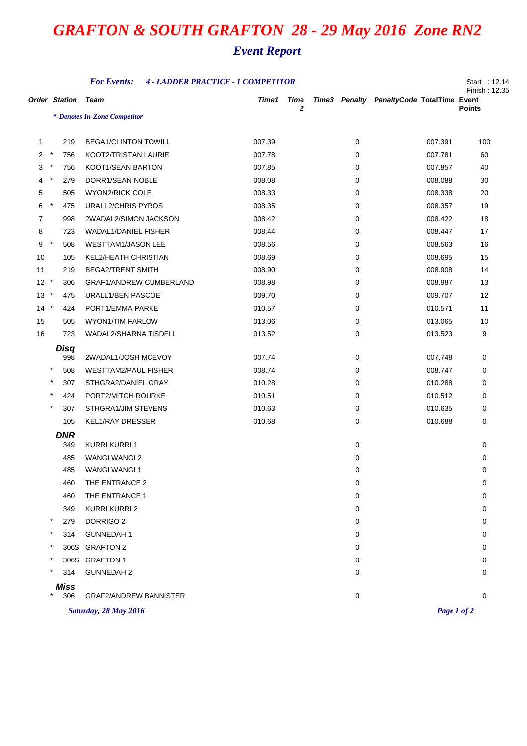# *GRAFTON & SOUTH GRAFTON 28 - 29 May 2016 Zone RN2*

## *Event Report*

***For Events:*** ***4 - LADDER PRACTICE - 1 COMPETITOR***

Start : 12.14
Finish : 12.35

*\*-Denotes In-Zone Competitor*

| Order | | Station | Team | Time1 | Time 2 | Time3 | Penalty | PenaltyCode | TotalTime | Event Points |
|---|---|---|---|---|---|---|---|---|---|---|
| 1 | | 219 | BEGA1/CLINTON TOWILL | 007.39 | | | 0 | | 007.391 | 100 |
| 2 | * | 756 | KOOT2/TRISTAN LAURIE | 007.78 | | | 0 | | 007.781 | 60 |
| 3 | * | 756 | KOOT1/SEAN BARTON | 007.85 | | | 0 | | 007.857 | 40 |
| 4 | * | 279 | DORR1/SEAN NOBLE | 008.08 | | | 0 | | 008.088 | 30 |
| 5 | | 505 | WYON2/RICK COLE | 008.33 | | | 0 | | 008.338 | 20 |
| 6 | * | 475 | URALL2/CHRIS PYROS | 008.35 | | | 0 | | 008.357 | 19 |
| 7 | | 998 | 2WADAL2/SIMON JACKSON | 008.42 | | | 0 | | 008.422 | 18 |
| 8 | | 723 | WADAL1/DANIEL FISHER | 008.44 | | | 0 | | 008.447 | 17 |
| 9 | * | 508 | WESTTAM1/JASON LEE | 008.56 | | | 0 | | 008.563 | 16 |
| 10 | | 105 | KEL2/HEATH CHRISTIAN | 008.69 | | | 0 | | 008.695 | 15 |
| 11 | | 219 | BEGA2/TRENT SMITH | 008.90 | | | 0 | | 008.908 | 14 |
| 12 | * | 306 | GRAF1/ANDREW CUMBERLAND | 008.98 | | | 0 | | 008.987 | 13 |
| 13 | * | 475 | URALL1/BEN PASCOE | 009.70 | | | 0 | | 009.707 | 12 |
| 14 | * | 424 | PORT1/EMMA PARKE | 010.57 | | | 0 | | 010.571 | 11 |
| 15 | | 505 | WYON1/TIM FARLOW | 013.06 | | | 0 | | 013.065 | 10 |
| 16 | | 723 | WADAL2/SHARNA TISDELL | 013.52 | | | 0 | | 013.523 | 9 |
| | | ***Disq*** | | | | | | | | |
| | | 998 | 2WADAL1/JOSH MCEVOY | 007.74 | | | 0 | | 007.748 | 0 |
| | * | 508 | WESTTAM2/PAUL FISHER | 008.74 | | | 0 | | 008.747 | 0 |
| | * | 307 | STHGRA2/DANIEL GRAY | 010.28 | | | 0 | | 010.288 | 0 |
| | * | 424 | PORT2/MITCH ROURKE | 010.51 | | | 0 | | 010.512 | 0 |
| | * | 307 | STHGRA1/JIM STEVENS | 010.63 | | | 0 | | 010.635 | 0 |
| | | 105 | KEL1/RAY DRESSER | 010.68 | | | 0 | | 010.688 | 0 |
| | | ***DNR*** | | | | | | | | |
| | | 349 | KURRI KURRI 1 | | | | 0 | | | 0 |
| | | 485 | WANGI WANGI 2 | | | | 0 | | | 0 |
| | | 485 | WANGI WANGI 1 | | | | 0 | | | 0 |
| | | 460 | THE ENTRANCE 2 | | | | 0 | | | 0 |
| | | 460 | THE ENTRANCE 1 | | | | 0 | | | 0 |
| | | 349 | KURRI KURRI 2 | | | | 0 | | | 0 |
| | * | 279 | DORRIGO 2 | | | | 0 | | | 0 |
| | * | 314 | GUNNEDAH 1 | | | | 0 | | | 0 |
| | * | 306S | GRAFTON 2 | | | | 0 | | | 0 |
| | * | 306S | GRAFTON 1 | | | | 0 | | | 0 |
| | * | 314 | GUNNEDAH 2 | | | | 0 | | | 0 |
| | | ***Miss*** | | | | | | | | |
| | * | 306 | GRAF2/ANDREW BANNISTER | | | | 0 | | | 0 |

*Saturday, 28 May 2016*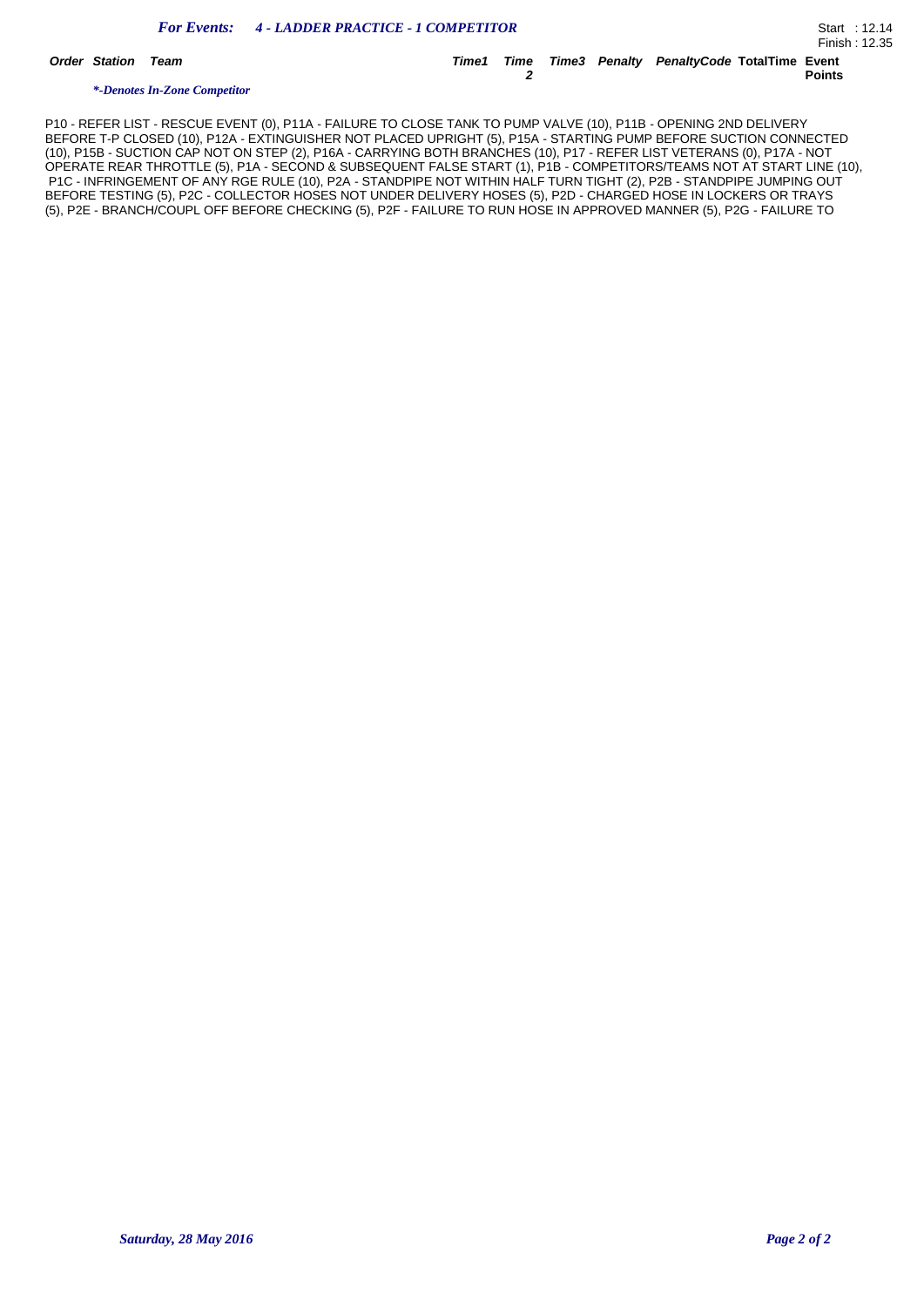*For Events:* ***4 - LADDER PRACTICE - 1 COMPETITOR***

Start : 12.14
Finish : 12.35

| Order | Station | Team | Time1 | Time 2 | Time3 | Penalty | PenaltyCode | TotalTime | Event Points |
|---|---|---|---|---|---|---|---|---|---|

***-Denotes In-Zone Competitor***

P10 - REFER LIST - RESCUE EVENT (0), P11A - FAILURE TO CLOSE TANK TO PUMP VALVE (10), P11B - OPENING 2ND DELIVERY BEFORE T-P CLOSED (10), P12A - EXTINGUISHER NOT PLACED UPRIGHT (5), P15A - STARTING PUMP BEFORE SUCTION CONNECTED (10), P15B - SUCTION CAP NOT ON STEP (2), P16A - CARRYING BOTH BRANCHES (10), P17 - REFER LIST VETERANS (0), P17A - NOT OPERATE REAR THROTTLE (5), P1A - SECOND & SUBSEQUENT FALSE START (1), P1B - COMPETITORS/TEAMS NOT AT START LINE (10), P1C - INFRINGEMENT OF ANY RGE RULE (10), P2A - STANDPIPE NOT WITHIN HALF TURN TIGHT (2), P2B - STANDPIPE JUMPING OUT BEFORE TESTING (5), P2C - COLLECTOR HOSES NOT UNDER DELIVERY HOSES (5), P2D - CHARGED HOSE IN LOCKERS OR TRAYS (5), P2E - BRANCH/COUPL OFF BEFORE CHECKING (5), P2F - FAILURE TO RUN HOSE IN APPROVED MANNER (5), P2G - FAILURE TO

*Saturday, 28 May 2016*